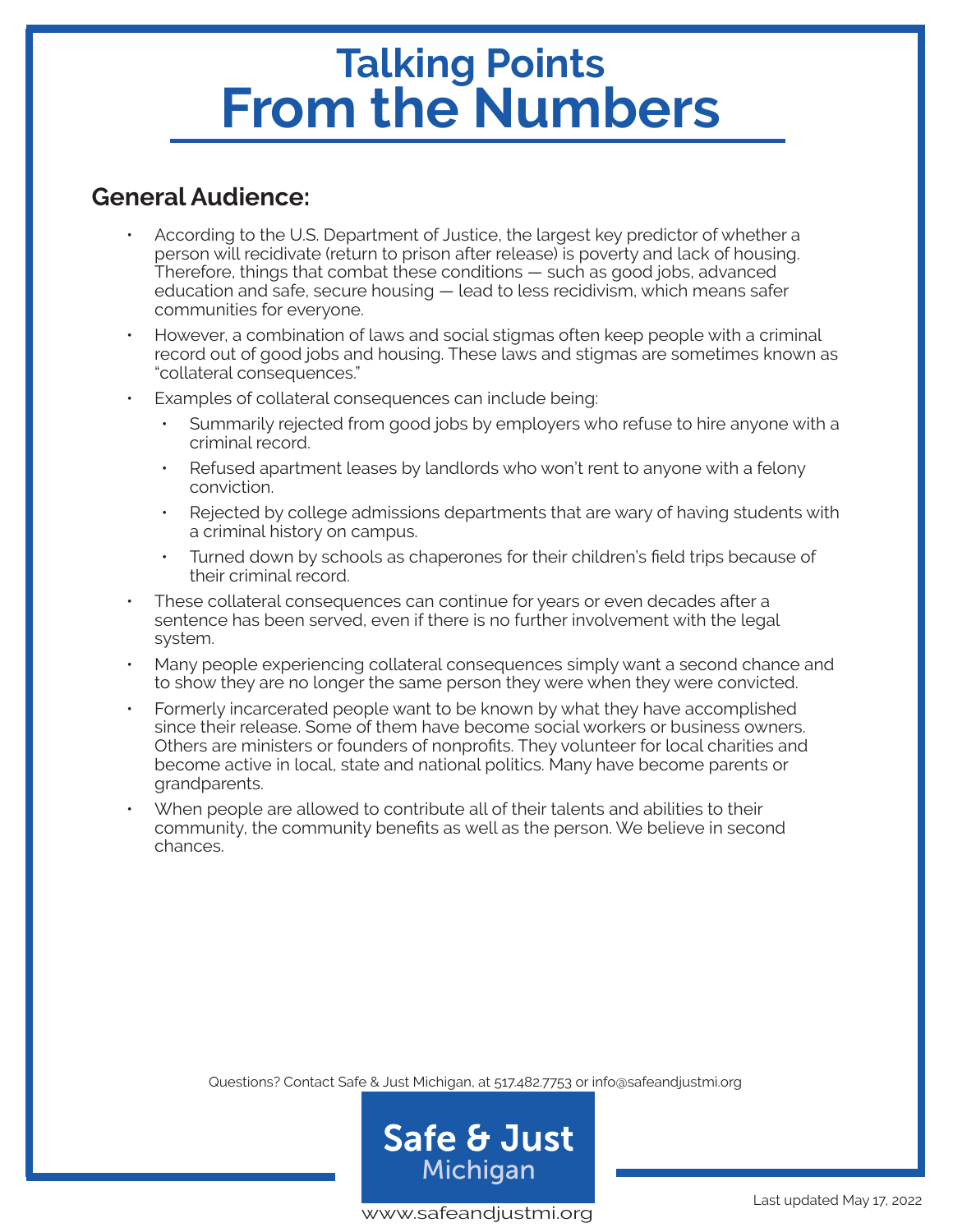# Talking Points
# From the Numbers

## General Audience:

- According to the U.S. Department of Justice, the largest key predictor of whether a person will recidivate (return to prison after release) is poverty and lack of housing. Therefore, things that combat these conditions — such as good jobs, advanced education and safe, secure housing — lead to less recidivism, which means safer communities for everyone.
- However, a combination of laws and social stigmas often keep people with a criminal record out of good jobs and housing. These laws and stigmas are sometimes known as "collateral consequences."
- Examples of collateral consequences can include being:
  - Summarily rejected from good jobs by employers who refuse to hire anyone with a criminal record.
  - Refused apartment leases by landlords who won't rent to anyone with a felony conviction.
  - Rejected by college admissions departments that are wary of having students with a criminal history on campus.
  - Turned down by schools as chaperones for their children's field trips because of their criminal record.
- These collateral consequences can continue for years or even decades after a sentence has been served, even if there is no further involvement with the legal system.
- Many people experiencing collateral consequences simply want a second chance and to show they are no longer the same person they were when they were convicted.
- Formerly incarcerated people want to be known by what they have accomplished since their release. Some of them have become social workers or business owners. Others are ministers or founders of nonprofits. They volunteer for local charities and become active in local, state and national politics. Many have become parents or grandparents.
- When people are allowed to contribute all of their talents and abilities to their community, the community benefits as well as the person. We believe in second chances.

Questions? Contact Safe & Just Michigan, at 517.482.7753 or info@safeandjustmi.org

**Safe & Just Michigan**

www.safeandjustmi.org

Last updated May 17, 2022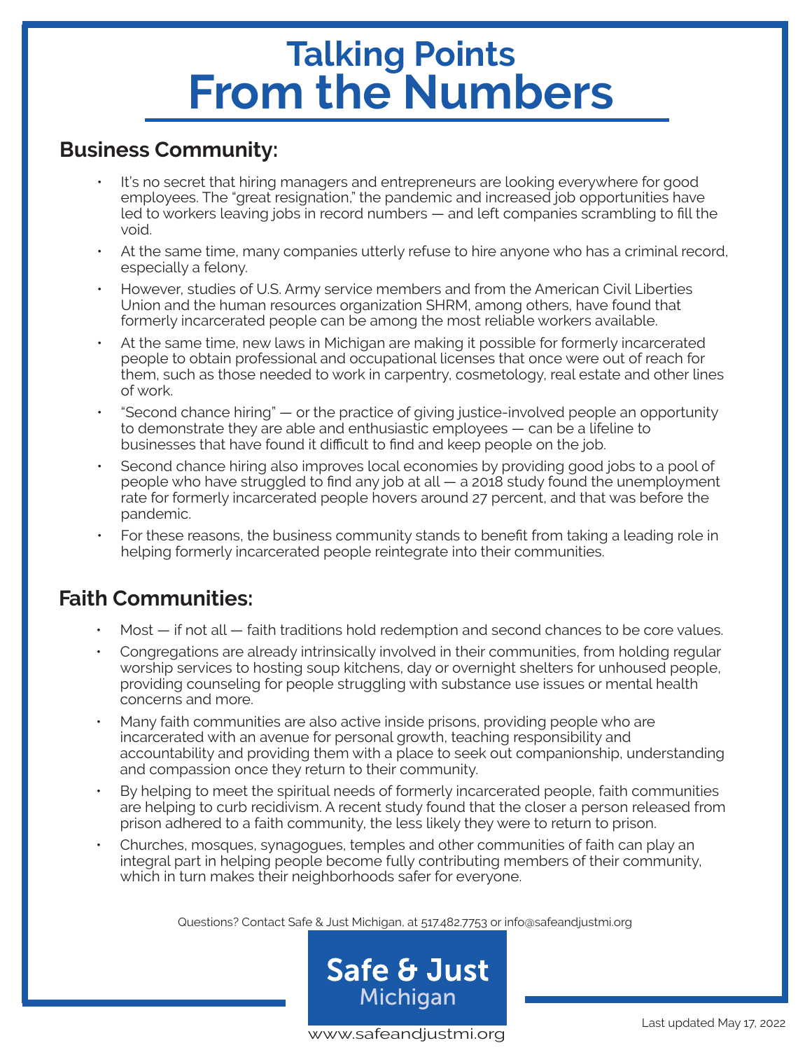# Talking Points
# From the Numbers

## Business Community:

- It's no secret that hiring managers and entrepreneurs are looking everywhere for good employees. The "great resignation," the pandemic and increased job opportunities have led to workers leaving jobs in record numbers — and left companies scrambling to fill the void.
- At the same time, many companies utterly refuse to hire anyone who has a criminal record, especially a felony.
- However, studies of U.S. Army service members and from the American Civil Liberties Union and the human resources organization SHRM, among others, have found that formerly incarcerated people can be among the most reliable workers available.
- At the same time, new laws in Michigan are making it possible for formerly incarcerated people to obtain professional and occupational licenses that once were out of reach for them, such as those needed to work in carpentry, cosmetology, real estate and other lines of work.
- "Second chance hiring" — or the practice of giving justice-involved people an opportunity to demonstrate they are able and enthusiastic employees — can be a lifeline to businesses that have found it difficult to find and keep people on the job.
- Second chance hiring also improves local economies by providing good jobs to a pool of people who have struggled to find any job at all — a 2018 study found the unemployment rate for formerly incarcerated people hovers around 27 percent, and that was before the pandemic.
- For these reasons, the business community stands to benefit from taking a leading role in helping formerly incarcerated people reintegrate into their communities.

## Faith Communities:

- Most — if not all — faith traditions hold redemption and second chances to be core values.
- Congregations are already intrinsically involved in their communities, from holding regular worship services to hosting soup kitchens, day or overnight shelters for unhoused people, providing counseling for people struggling with substance use issues or mental health concerns and more.
- Many faith communities are also active inside prisons, providing people who are incarcerated with an avenue for personal growth, teaching responsibility and accountability and providing them with a place to seek out companionship, understanding and compassion once they return to their community.
- By helping to meet the spiritual needs of formerly incarcerated people, faith communities are helping to curb recidivism. A recent study found that the closer a person released from prison adhered to a faith community, the less likely they were to return to prison.
- Churches, mosques, synagogues, temples and other communities of faith can play an integral part in helping people become fully contributing members of their community, which in turn makes their neighborhoods safer for everyone.

Questions? Contact Safe & Just Michigan, at 517.482.7753 or info@safeandjustmi.org

**Safe & Just Michigan**

www.safeandjustmi.org

Last updated May 17, 2022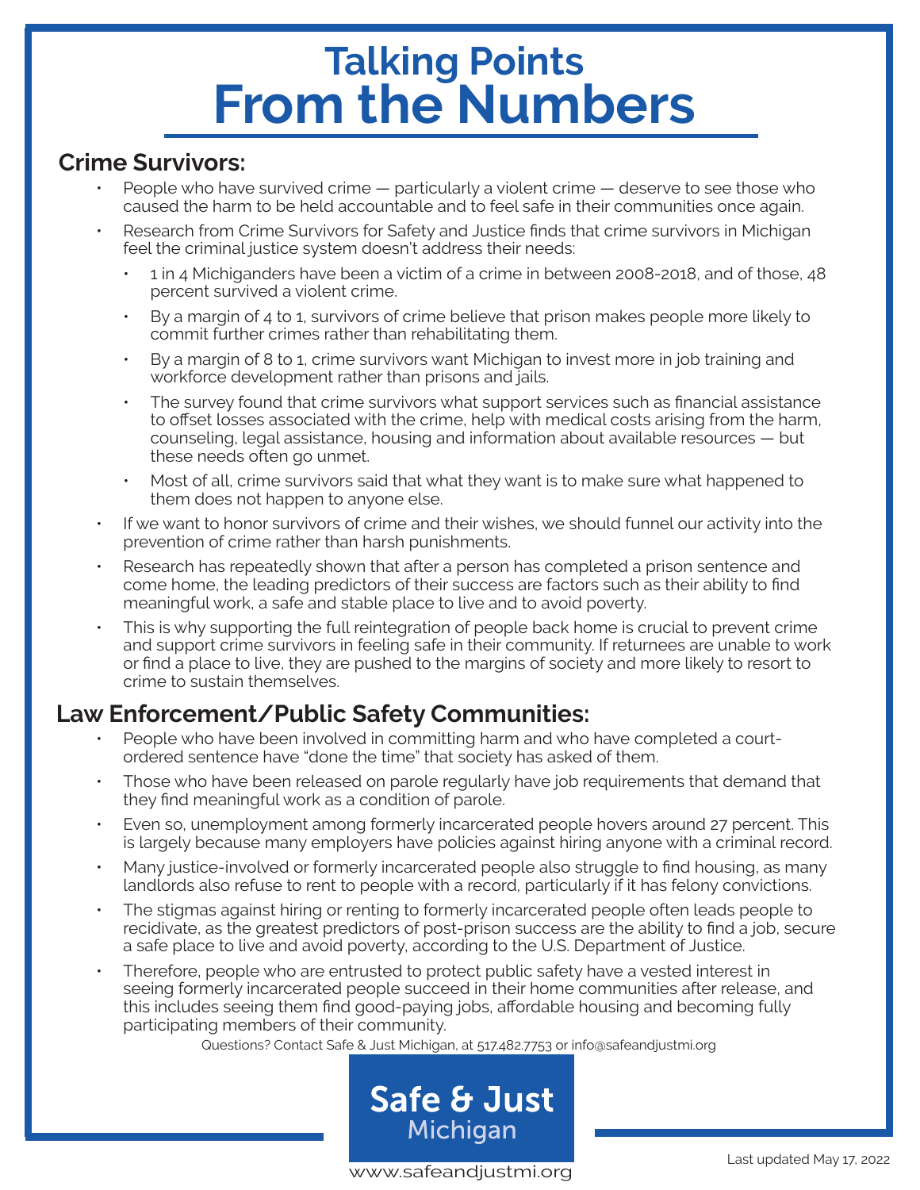# Talking Points
# From the Numbers

## Crime Survivors:

- People who have survived crime — particularly a violent crime — deserve to see those who caused the harm to be held accountable and to feel safe in their communities once again.
- Research from Crime Survivors for Safety and Justice finds that crime survivors in Michigan feel the criminal justice system doesn't address their needs:
  - 1 in 4 Michiganders have been a victim of a crime in between 2008-2018, and of those, 48 percent survived a violent crime.
  - By a margin of 4 to 1, survivors of crime believe that prison makes people more likely to commit further crimes rather than rehabilitating them.
  - By a margin of 8 to 1, crime survivors want Michigan to invest more in job training and workforce development rather than prisons and jails.
  - The survey found that crime survivors what support services such as financial assistance to offset losses associated with the crime, help with medical costs arising from the harm, counseling, legal assistance, housing and information about available resources — but these needs often go unmet.
  - Most of all, crime survivors said that what they want is to make sure what happened to them does not happen to anyone else.
- If we want to honor survivors of crime and their wishes, we should funnel our activity into the prevention of crime rather than harsh punishments.
- Research has repeatedly shown that after a person has completed a prison sentence and come home, the leading predictors of their success are factors such as their ability to find meaningful work, a safe and stable place to live and to avoid poverty.
- This is why supporting the full reintegration of people back home is crucial to prevent crime and support crime survivors in feeling safe in their community. If returnees are unable to work or find a place to live, they are pushed to the margins of society and more likely to resort to crime to sustain themselves.

## Law Enforcement/Public Safety Communities:

- People who have been involved in committing harm and who have completed a court-ordered sentence have "done the time" that society has asked of them.
- Those who have been released on parole regularly have job requirements that demand that they find meaningful work as a condition of parole.
- Even so, unemployment among formerly incarcerated people hovers around 27 percent. This is largely because many employers have policies against hiring anyone with a criminal record.
- Many justice-involved or formerly incarcerated people also struggle to find housing, as many landlords also refuse to rent to people with a record, particularly if it has felony convictions.
- The stigmas against hiring or renting to formerly incarcerated people often leads people to recidivate, as the greatest predictors of post-prison success are the ability to find a job, secure a safe place to live and avoid poverty, according to the U.S. Department of Justice.
- Therefore, people who are entrusted to protect public safety have a vested interest in seeing formerly incarcerated people succeed in their home communities after release, and this includes seeing them find good-paying jobs, affordable housing and becoming fully participating members of their community.

Questions? Contact Safe & Just Michigan, at 517.482.7753 or info@safeandjustmi.org

Safe & Just Michigan

www.safeandjustmi.org

Last updated May 17, 2022